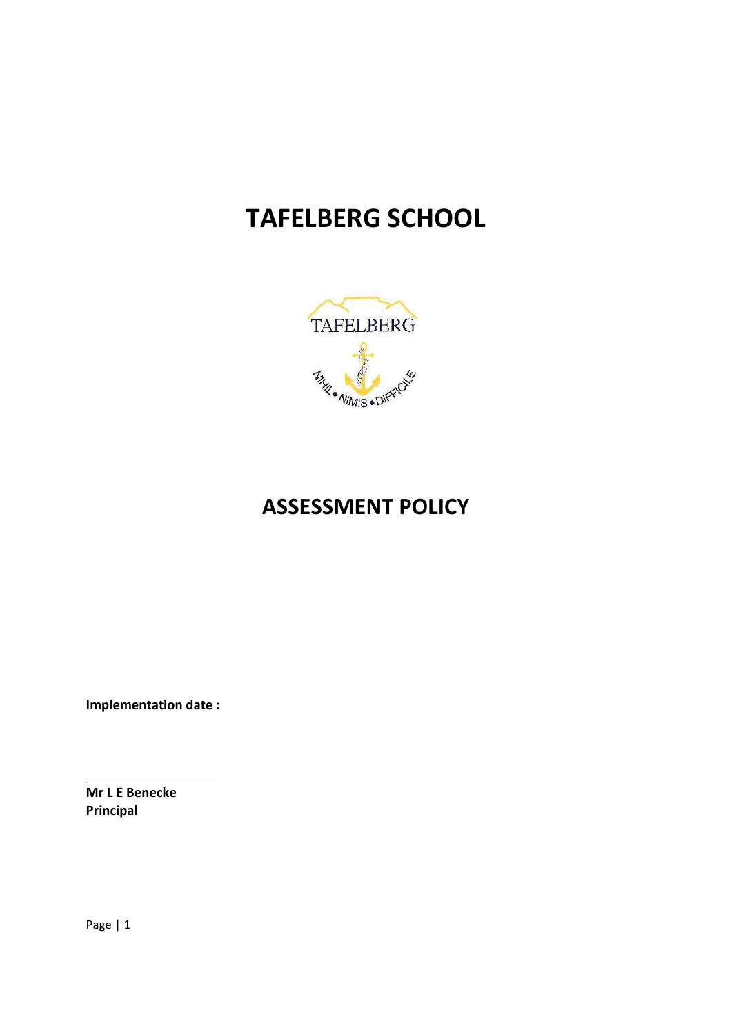# TAFELBERG SCHOOL

# ASSESSMENT POLICY

**Implementation date :**

**Mr L E Benecke**
**Principal**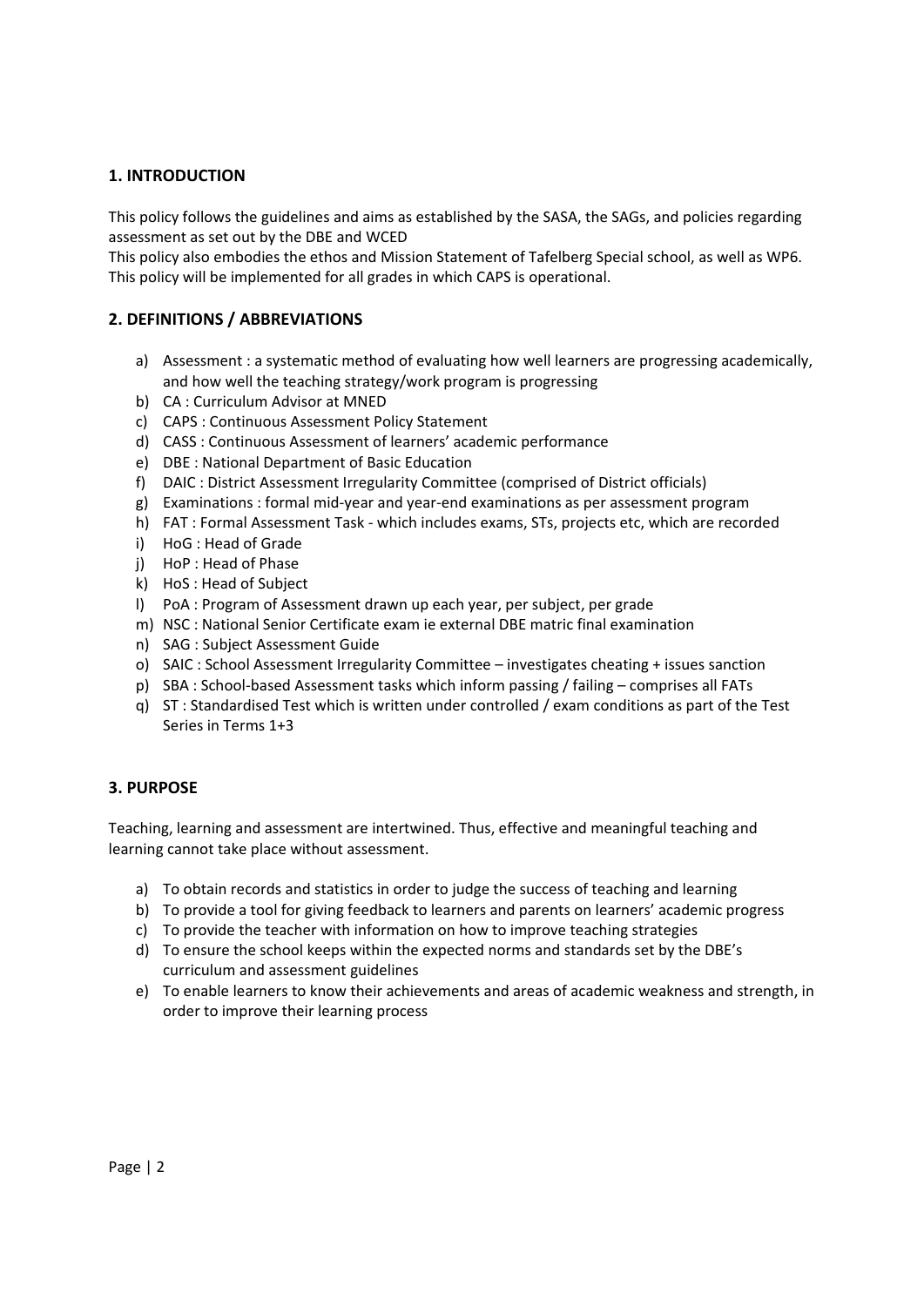## 1. INTRODUCTION

This policy follows the guidelines and aims as established by the SASA, the SAGs, and policies regarding assessment as set out by the DBE and WCED

This policy also embodies the ethos and Mission Statement of Tafelberg Special school, as well as WP6. This policy will be implemented for all grades in which CAPS is operational.

## 2. DEFINITIONS / ABBREVIATIONS

a) Assessment : a systematic method of evaluating how well learners are progressing academically, and how well the teaching strategy/work program is progressing
b) CA : Curriculum Advisor at MNED
c) CAPS : Continuous Assessment Policy Statement
d) CASS : Continuous Assessment of learners' academic performance
e) DBE : National Department of Basic Education
f) DAIC : District Assessment Irregularity Committee (comprised of District officials)
g) Examinations : formal mid-year and year-end examinations as per assessment program
h) FAT : Formal Assessment Task - which includes exams, STs, projects etc, which are recorded
i) HoG : Head of Grade
j) HoP : Head of Phase
k) HoS : Head of Subject
l) PoA : Program of Assessment drawn up each year, per subject, per grade
m) NSC : National Senior Certificate exam ie external DBE matric final examination
n) SAG : Subject Assessment Guide
o) SAIC : School Assessment Irregularity Committee – investigates cheating + issues sanction
p) SBA : School-based Assessment tasks which inform passing / failing – comprises all FATs
q) ST : Standardised Test which is written under controlled / exam conditions as part of the Test Series in Terms 1+3

## 3. PURPOSE

Teaching, learning and assessment are intertwined. Thus, effective and meaningful teaching and learning cannot take place without assessment.

a) To obtain records and statistics in order to judge the success of teaching and learning
b) To provide a tool for giving feedback to learners and parents on learners' academic progress
c) To provide the teacher with information on how to improve teaching strategies
d) To ensure the school keeps within the expected norms and standards set by the DBE's curriculum and assessment guidelines
e) To enable learners to know their achievements and areas of academic weakness and strength, in order to improve their learning process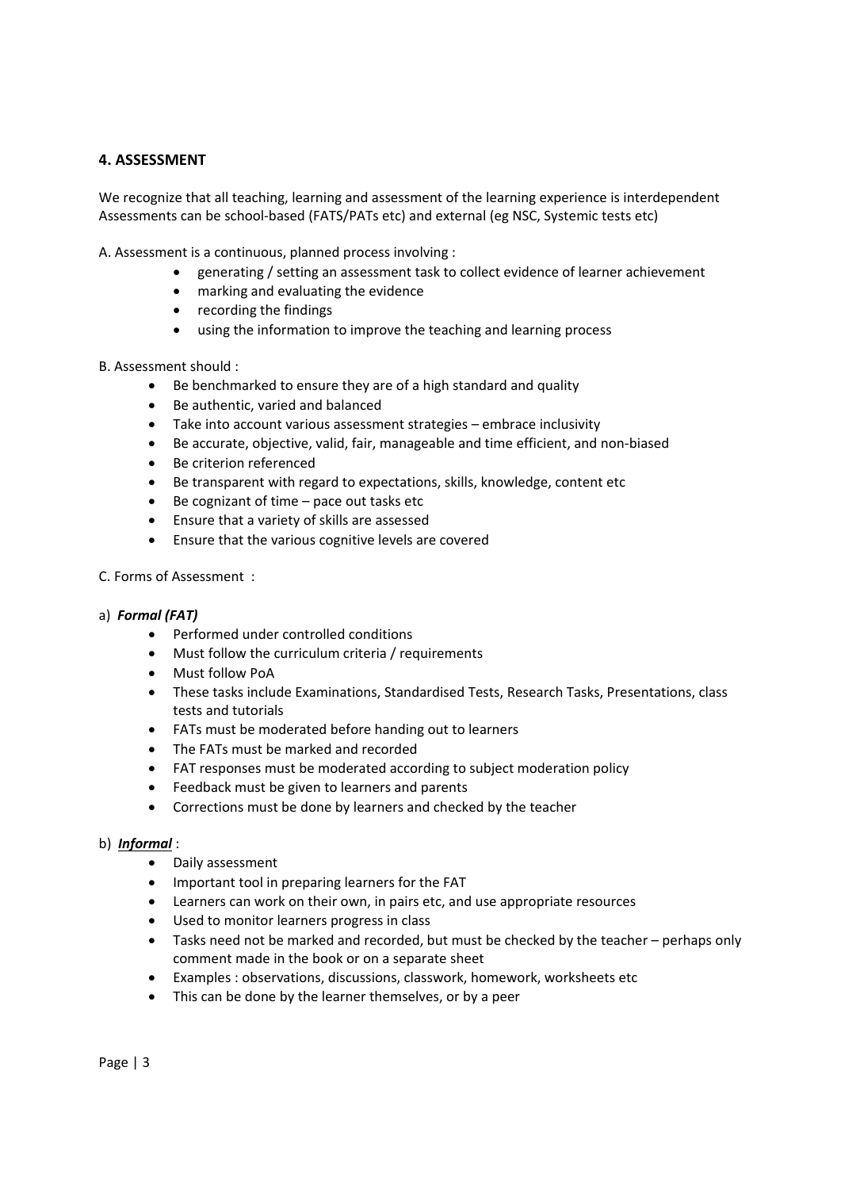## 4. ASSESSMENT

We recognize that all teaching, learning and assessment of the learning experience is interdependent Assessments can be school-based (FATS/PATs etc) and external (eg NSC, Systemic tests etc)

A. Assessment is a continuous, planned process involving :

- generating / setting an assessment task to collect evidence of learner achievement
- marking and evaluating the evidence
- recording the findings
- using the information to improve the teaching and learning process

B. Assessment should :

- Be benchmarked to ensure they are of a high standard and quality
- Be authentic, varied and balanced
- Take into account various assessment strategies – embrace inclusivity
- Be accurate, objective, valid, fair, manageable and time efficient, and non-biased
- Be criterion referenced
- Be transparent with regard to expectations, skills, knowledge, content etc
- Be cognizant of time – pace out tasks etc
- Ensure that a variety of skills are assessed
- Ensure that the various cognitive levels are covered

C. Forms of Assessment :

a) ***Formal (FAT)***

- Performed under controlled conditions
- Must follow the curriculum criteria / requirements
- Must follow PoA
- These tasks include Examinations, Standardised Tests, Research Tasks, Presentations, class tests and tutorials
- FATs must be moderated before handing out to learners
- The FATs must be marked and recorded
- FAT responses must be moderated according to subject moderation policy
- Feedback must be given to learners and parents
- Corrections must be done by learners and checked by the teacher

b) ***<u>Informal</u>*** :

- Daily assessment
- Important tool in preparing learners for the FAT
- Learners can work on their own, in pairs etc, and use appropriate resources
- Used to monitor learners progress in class
- Tasks need not be marked and recorded, but must be checked by the teacher – perhaps only comment made in the book or on a separate sheet
- Examples : observations, discussions, classwork, homework, worksheets etc
- This can be done by the learner themselves, or by a peer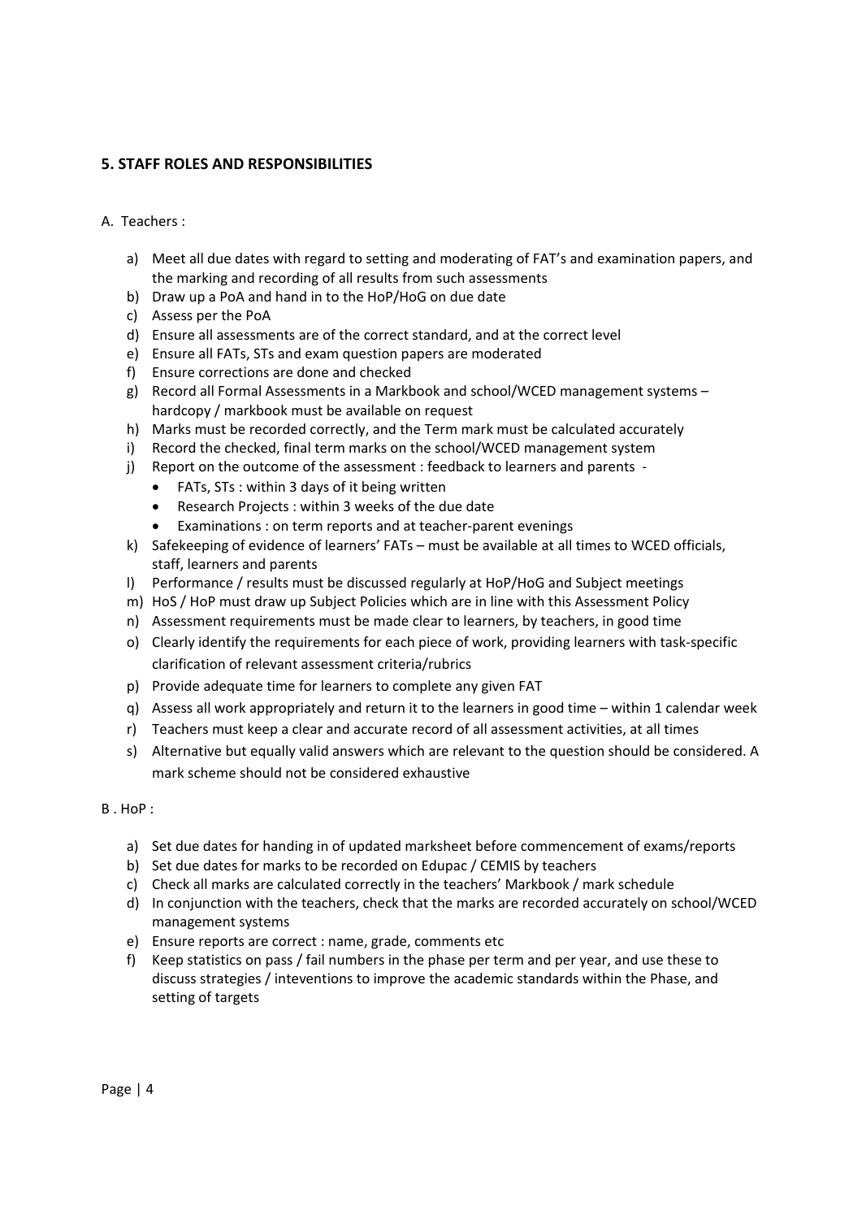## 5. STAFF ROLES AND RESPONSIBILITIES

A. Teachers :

a) Meet all due dates with regard to setting and moderating of FAT's and examination papers, and the marking and recording of all results from such assessments
b) Draw up a PoA and hand in to the HoP/HoG on due date
c) Assess per the PoA
d) Ensure all assessments are of the correct standard, and at the correct level
e) Ensure all FATs, STs and exam question papers are moderated
f) Ensure corrections are done and checked
g) Record all Formal Assessments in a Markbook and school/WCED management systems – hardcopy / markbook must be available on request
h) Marks must be recorded correctly, and the Term mark must be calculated accurately
i) Record the checked, final term marks on the school/WCED management system
j) Report on the outcome of the assessment : feedback to learners and parents -
   - FATs, STs : within 3 days of it being written
   - Research Projects : within 3 weeks of the due date
   - Examinations : on term reports and at teacher-parent evenings
k) Safekeeping of evidence of learners' FATs – must be available at all times to WCED officials, staff, learners and parents
l) Performance / results must be discussed regularly at HoP/HoG and Subject meetings
m) HoS / HoP must draw up Subject Policies which are in line with this Assessment Policy
n) Assessment requirements must be made clear to learners, by teachers, in good time
o) Clearly identify the requirements for each piece of work, providing learners with task-specific clarification of relevant assessment criteria/rubrics
p) Provide adequate time for learners to complete any given FAT
q) Assess all work appropriately and return it to the learners in good time – within 1 calendar week
r) Teachers must keep a clear and accurate record of all assessment activities, at all times
s) Alternative but equally valid answers which are relevant to the question should be considered. A mark scheme should not be considered exhaustive

B . HoP :

a) Set due dates for handing in of updated marksheet before commencement of exams/reports
b) Set due dates for marks to be recorded on Edupac / CEMIS by teachers
c) Check all marks are calculated correctly in the teachers' Markbook / mark schedule
d) In conjunction with the teachers, check that the marks are recorded accurately on school/WCED management systems
e) Ensure reports are correct : name, grade, comments etc
f) Keep statistics on pass / fail numbers in the phase per term and per year, and use these to discuss strategies / inteventions to improve the academic standards within the Phase, and setting of targets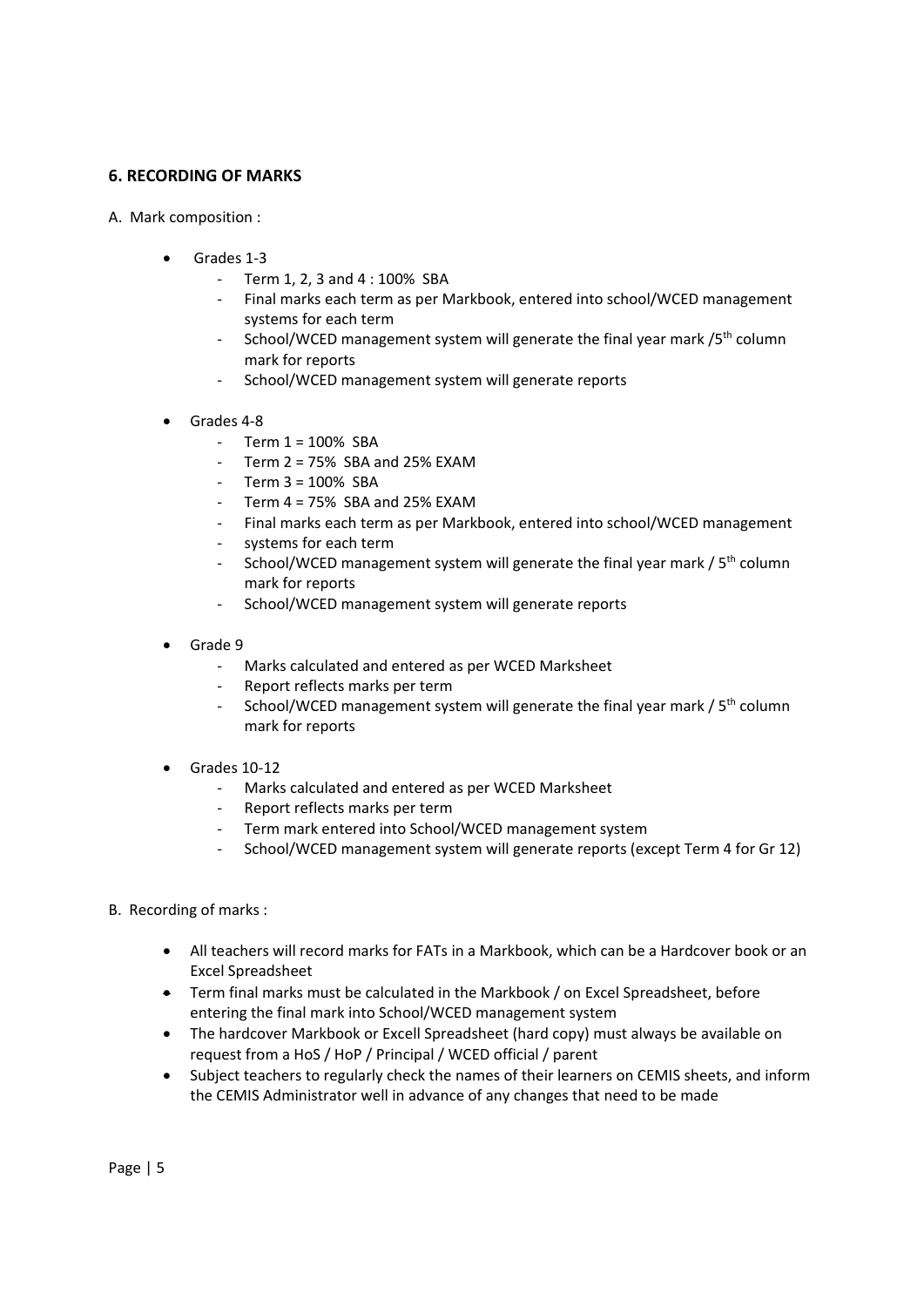## 6. RECORDING OF MARKS

A. Mark composition :

- Grades 1-3
  - Term 1, 2, 3 and 4 : 100% SBA
  - Final marks each term as per Markbook, entered into school/WCED management systems for each term
  - School/WCED management system will generate the final year mark /5th column mark for reports
  - School/WCED management system will generate reports

- Grades 4-8
  - Term 1 = 100% SBA
  - Term 2 = 75% SBA and 25% EXAM
  - Term 3 = 100% SBA
  - Term 4 = 75% SBA and 25% EXAM
  - Final marks each term as per Markbook, entered into school/WCED management
  - systems for each term
  - School/WCED management system will generate the final year mark / 5th column mark for reports
  - School/WCED management system will generate reports

- Grade 9
  - Marks calculated and entered as per WCED Marksheet
  - Report reflects marks per term
  - School/WCED management system will generate the final year mark / 5th column mark for reports

- Grades 10-12
  - Marks calculated and entered as per WCED Marksheet
  - Report reflects marks per term
  - Term mark entered into School/WCED management system
  - School/WCED management system will generate reports (except Term 4 for Gr 12)

B. Recording of marks :

- All teachers will record marks for FATs in a Markbook, which can be a Hardcover book or an Excel Spreadsheet
- Term final marks must be calculated in the Markbook / on Excel Spreadsheet, before entering the final mark into School/WCED management system
- The hardcover Markbook or Excell Spreadsheet (hard copy) must always be available on request from a HoS / HoP / Principal / WCED official / parent
- Subject teachers to regularly check the names of their learners on CEMIS sheets, and inform the CEMIS Administrator well in advance of any changes that need to be made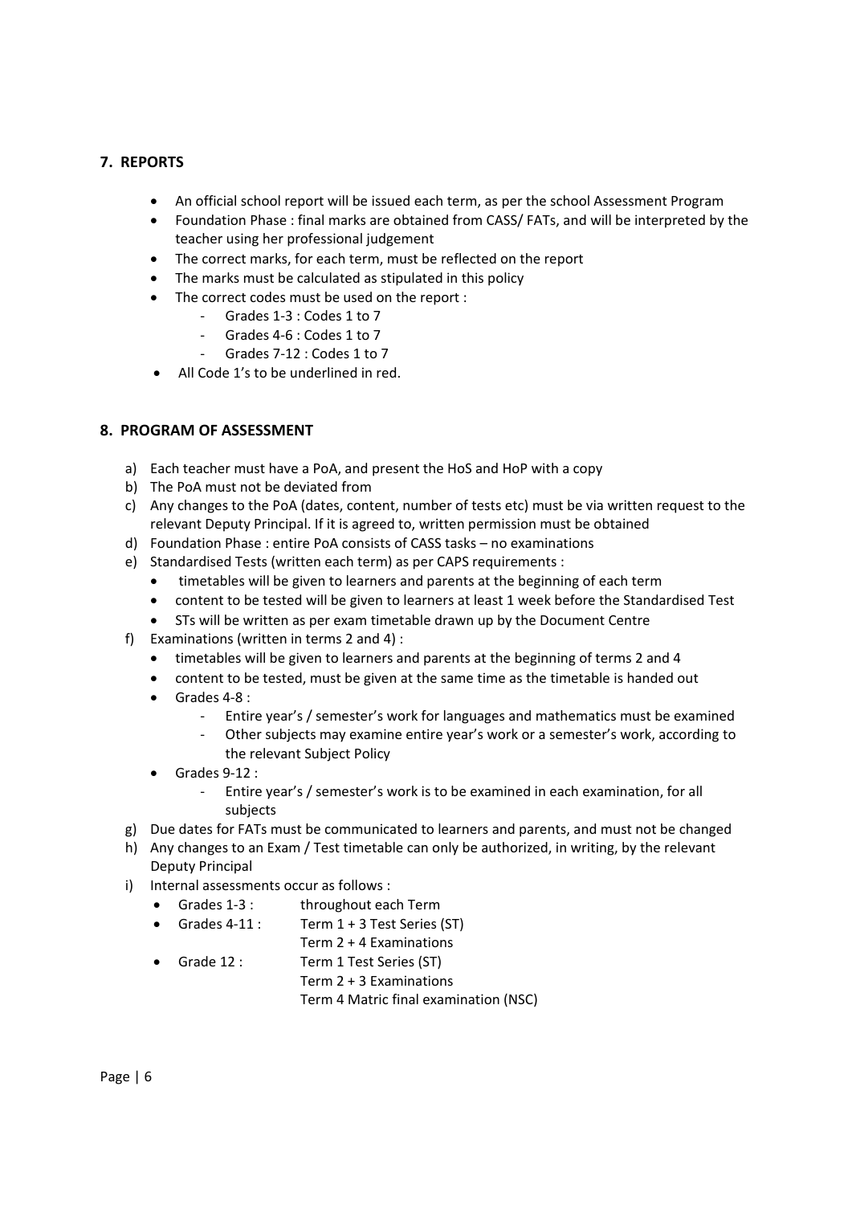## 7. REPORTS

- An official school report will be issued each term, as per the school Assessment Program
- Foundation Phase : final marks are obtained from CASS/ FATs, and will be interpreted by the teacher using her professional judgement
- The correct marks, for each term, must be reflected on the report
- The marks must be calculated as stipulated in this policy
- The correct codes must be used on the report :
    - Grades 1-3 : Codes 1 to 7
    - Grades 4-6 : Codes 1 to 7
    - Grades 7-12 : Codes 1 to 7
- All Code 1's to be underlined in red.

## 8. PROGRAM OF ASSESSMENT

a) Each teacher must have a PoA, and present the HoS and HoP with a copy
b) The PoA must not be deviated from
c) Any changes to the PoA (dates, content, number of tests etc) must be via written request to the relevant Deputy Principal. If it is agreed to, written permission must be obtained
d) Foundation Phase : entire PoA consists of CASS tasks – no examinations
e) Standardised Tests (written each term) as per CAPS requirements :
    - timetables will be given to learners and parents at the beginning of each term
    - content to be tested will be given to learners at least 1 week before the Standardised Test
    - STs will be written as per exam timetable drawn up by the Document Centre
f) Examinations (written in terms 2 and 4) :
    - timetables will be given to learners and parents at the beginning of terms 2 and 4
    - content to be tested, must be given at the same time as the timetable is handed out
    - Grades 4-8 :
        - Entire year's / semester's work for languages and mathematics must be examined
        - Other subjects may examine entire year's work or a semester's work, according to the relevant Subject Policy
    - Grades 9-12 :
        - Entire year's / semester's work is to be examined in each examination, for all subjects
g) Due dates for FATs must be communicated to learners and parents, and must not be changed
h) Any changes to an Exam / Test timetable can only be authorized, in writing, by the relevant Deputy Principal
i) Internal assessments occur as follows :
    - Grades 1-3 : throughout each Term
    - Grades 4-11 : Term 1 + 3 Test Series (ST)
      Term 2 + 4 Examinations
    - Grade 12 : Term 1 Test Series (ST)
      Term 2 + 3 Examinations
      Term 4 Matric final examination (NSC)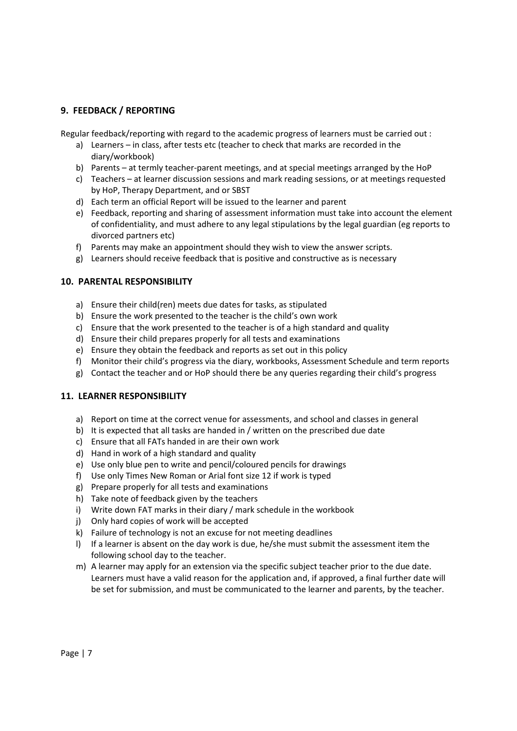## 9. FEEDBACK / REPORTING

Regular feedback/reporting with regard to the academic progress of learners must be carried out :

a) Learners – in class, after tests etc (teacher to check that marks are recorded in the diary/workbook)
b) Parents – at termly teacher-parent meetings, and at special meetings arranged by the HoP
c) Teachers – at learner discussion sessions and mark reading sessions, or at meetings requested by HoP, Therapy Department, and or SBST
d) Each term an official Report will be issued to the learner and parent
e) Feedback, reporting and sharing of assessment information must take into account the element of confidentiality, and must adhere to any legal stipulations by the legal guardian (eg reports to divorced partners etc)
f) Parents may make an appointment should they wish to view the answer scripts.
g) Learners should receive feedback that is positive and constructive as is necessary

## 10. PARENTAL RESPONSIBILITY

a) Ensure their child(ren) meets due dates for tasks, as stipulated
b) Ensure the work presented to the teacher is the child's own work
c) Ensure that the work presented to the teacher is of a high standard and quality
d) Ensure their child prepares properly for all tests and examinations
e) Ensure they obtain the feedback and reports as set out in this policy
f) Monitor their child's progress via the diary, workbooks, Assessment Schedule and term reports
g) Contact the teacher and or HoP should there be any queries regarding their child's progress

## 11. LEARNER RESPONSIBILITY

a) Report on time at the correct venue for assessments, and school and classes in general
b) It is expected that all tasks are handed in / written on the prescribed due date
c) Ensure that all FATs handed in are their own work
d) Hand in work of a high standard and quality
e) Use only blue pen to write and pencil/coloured pencils for drawings
f) Use only Times New Roman or Arial font size 12 if work is typed
g) Prepare properly for all tests and examinations
h) Take note of feedback given by the teachers
i) Write down FAT marks in their diary / mark schedule in the workbook
j) Only hard copies of work will be accepted
k) Failure of technology is not an excuse for not meeting deadlines
l) If a learner is absent on the day work is due, he/she must submit the assessment item the following school day to the teacher.
m) A learner may apply for an extension via the specific subject teacher prior to the due date. Learners must have a valid reason for the application and, if approved, a final further date will be set for submission, and must be communicated to the learner and parents, by the teacher.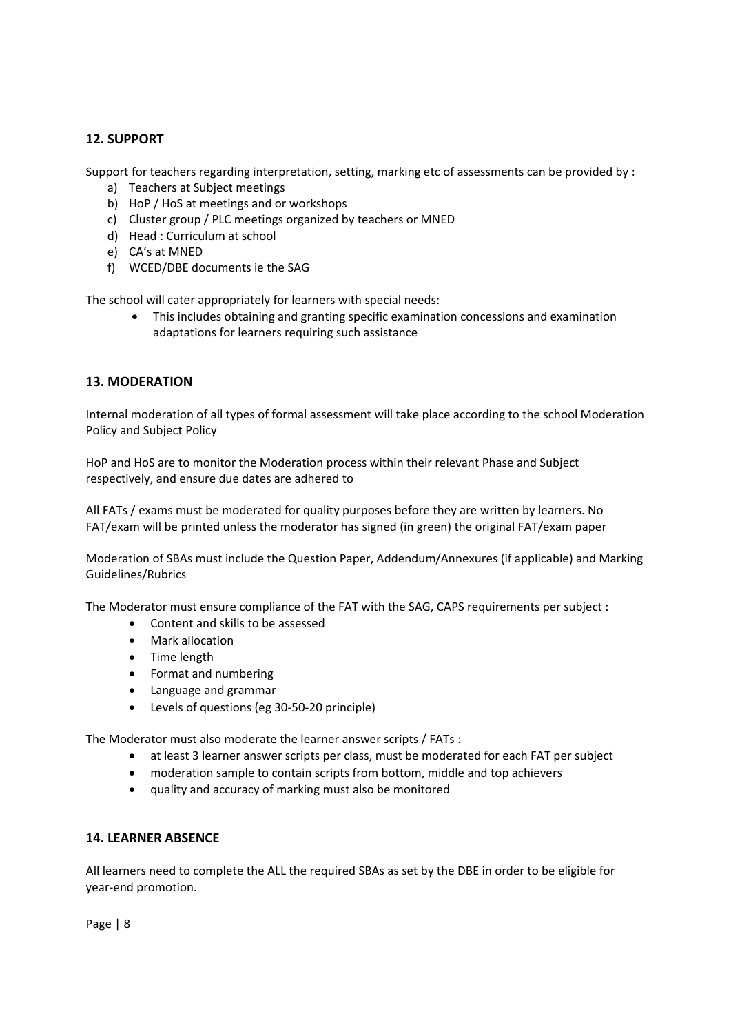## 12. SUPPORT

Support for teachers regarding interpretation, setting, marking etc of assessments can be provided by :

a) Teachers at Subject meetings
b) HoP / HoS at meetings and or workshops
c) Cluster group / PLC meetings organized by teachers or MNED
d) Head : Curriculum at school
e) CA's at MNED
f) WCED/DBE documents ie the SAG

The school will cater appropriately for learners with special needs:

- This includes obtaining and granting specific examination concessions and examination adaptations for learners requiring such assistance

## 13. MODERATION

Internal moderation of all types of formal assessment will take place according to the school Moderation Policy and Subject Policy

HoP and HoS are to monitor the Moderation process within their relevant Phase and Subject respectively, and ensure due dates are adhered to

All FATs / exams must be moderated for quality purposes before they are written by learners. No FAT/exam will be printed unless the moderator has signed (in green) the original FAT/exam paper

Moderation of SBAs must include the Question Paper, Addendum/Annexures (if applicable) and Marking Guidelines/Rubrics

The Moderator must ensure compliance of the FAT with the SAG, CAPS requirements per subject :

- Content and skills to be assessed
- Mark allocation
- Time length
- Format and numbering
- Language and grammar
- Levels of questions (eg 30-50-20 principle)

The Moderator must also moderate the learner answer scripts / FATs :

- at least 3 learner answer scripts per class, must be moderated for each FAT per subject
- moderation sample to contain scripts from bottom, middle and top achievers
- quality and accuracy of marking must also be monitored

## 14. LEARNER ABSENCE

All learners need to complete the ALL the required SBAs as set by the DBE in order to be eligible for year-end promotion.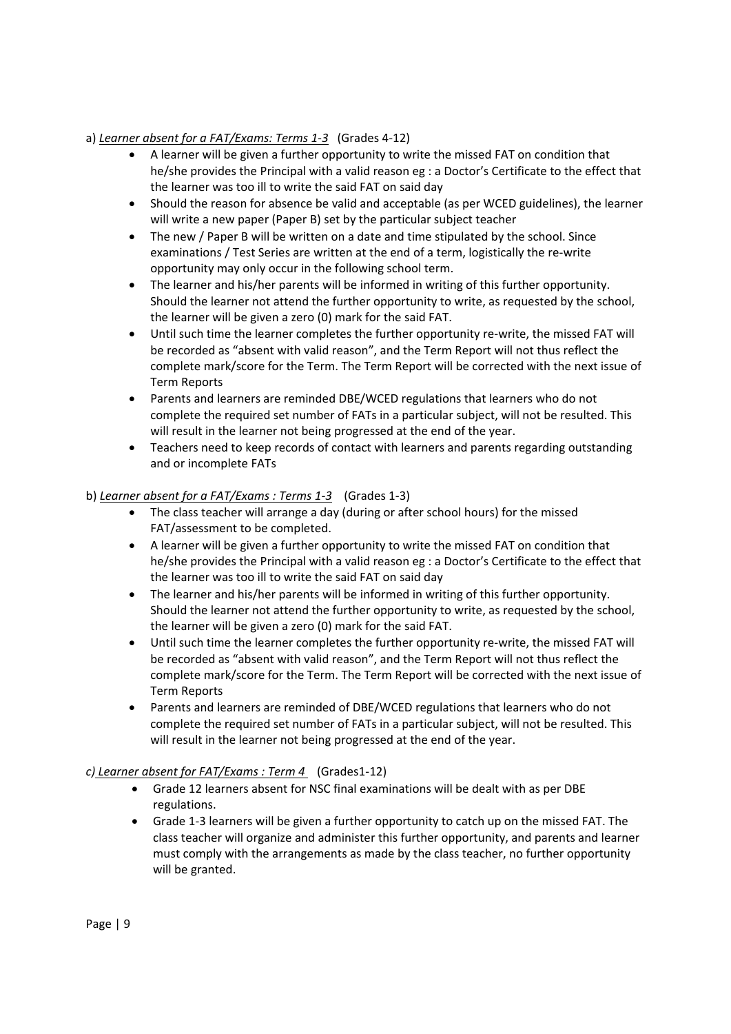a) *<u>Learner absent for a FAT/Exams: Terms 1-3</u>* (Grades 4-12)

- A learner will be given a further opportunity to write the missed FAT on condition that he/she provides the Principal with a valid reason eg : a Doctor's Certificate to the effect that the learner was too ill to write the said FAT on said day
- Should the reason for absence be valid and acceptable (as per WCED guidelines), the learner will write a new paper (Paper B) set by the particular subject teacher
- The new / Paper B will be written on a date and time stipulated by the school. Since examinations / Test Series are written at the end of a term, logistically the re-write opportunity may only occur in the following school term.
- The learner and his/her parents will be informed in writing of this further opportunity. Should the learner not attend the further opportunity to write, as requested by the school, the learner will be given a zero (0) mark for the said FAT.
- Until such time the learner completes the further opportunity re-write, the missed FAT will be recorded as "absent with valid reason", and the Term Report will not thus reflect the complete mark/score for the Term. The Term Report will be corrected with the next issue of Term Reports
- Parents and learners are reminded DBE/WCED regulations that learners who do not complete the required set number of FATs in a particular subject, will not be resulted. This will result in the learner not being progressed at the end of the year.
- Teachers need to keep records of contact with learners and parents regarding outstanding and or incomplete FATs

b) *<u>Learner absent for a FAT/Exams : Terms 1-3</u>* (Grades 1-3)

- The class teacher will arrange a day (during or after school hours) for the missed FAT/assessment to be completed.
- A learner will be given a further opportunity to write the missed FAT on condition that he/she provides the Principal with a valid reason eg : a Doctor's Certificate to the effect that the learner was too ill to write the said FAT on said day
- The learner and his/her parents will be informed in writing of this further opportunity. Should the learner not attend the further opportunity to write, as requested by the school, the learner will be given a zero (0) mark for the said FAT.
- Until such time the learner completes the further opportunity re-write, the missed FAT will be recorded as "absent with valid reason", and the Term Report will not thus reflect the complete mark/score for the Term. The Term Report will be corrected with the next issue of Term Reports
- Parents and learners are reminded of DBE/WCED regulations that learners who do not complete the required set number of FATs in a particular subject, will not be resulted. This will result in the learner not being progressed at the end of the year.

*<u>c) Learner absent for FAT/Exams : Term 4</u>* (Grades1-12)

- Grade 12 learners absent for NSC final examinations will be dealt with as per DBE regulations.
- Grade 1-3 learners will be given a further opportunity to catch up on the missed FAT. The class teacher will organize and administer this further opportunity, and parents and learner must comply with the arrangements as made by the class teacher, no further opportunity will be granted.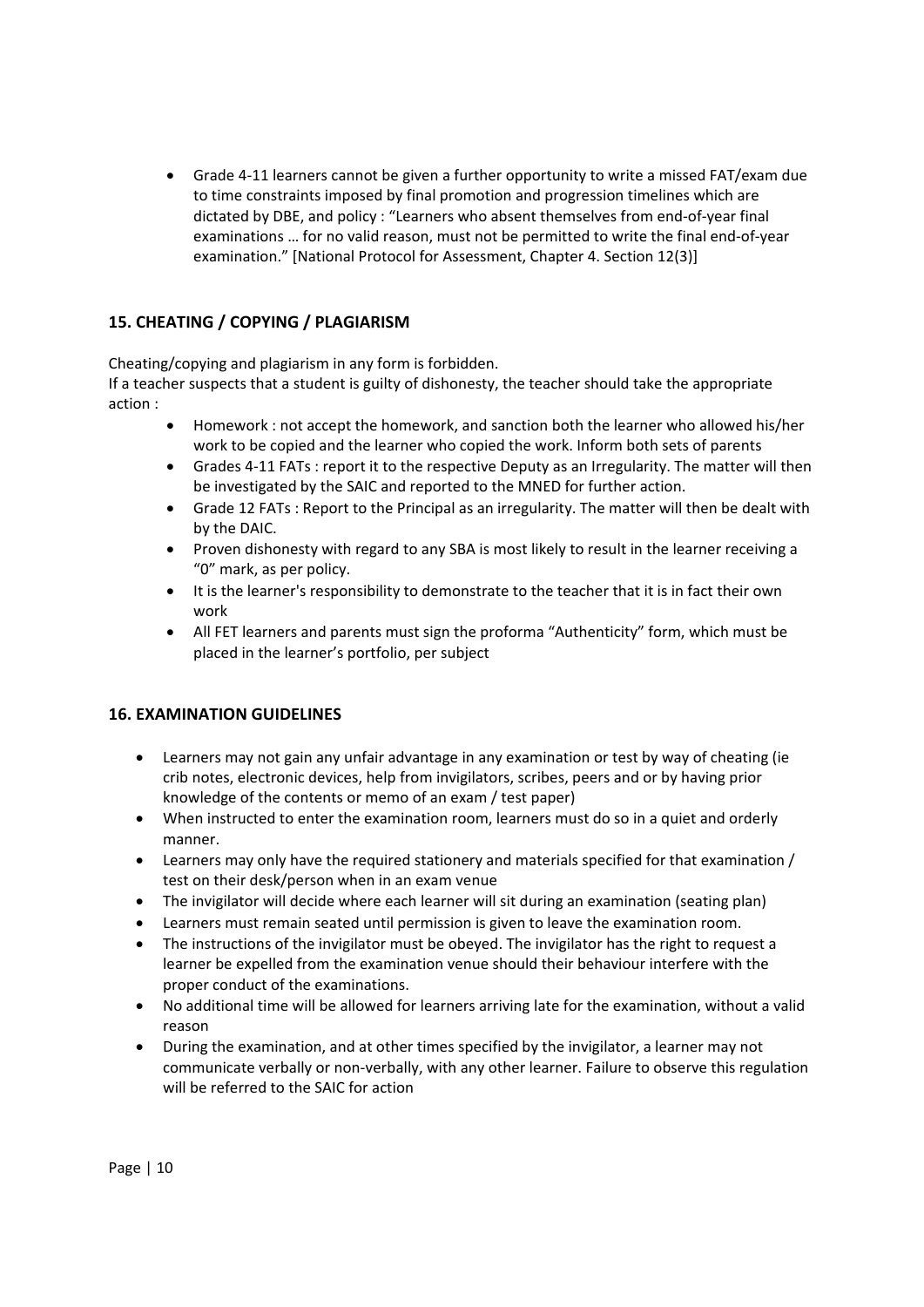- Grade 4-11 learners cannot be given a further opportunity to write a missed FAT/exam due to time constraints imposed by final promotion and progression timelines which are dictated by DBE, and policy : "Learners who absent themselves from end-of-year final examinations … for no valid reason, must not be permitted to write the final end-of-year examination." [National Protocol for Assessment, Chapter 4. Section 12(3)]

## 15. CHEATING / COPYING / PLAGIARISM

Cheating/copying and plagiarism in any form is forbidden.
If a teacher suspects that a student is guilty of dishonesty, the teacher should take the appropriate action :

- Homework : not accept the homework, and sanction both the learner who allowed his/her work to be copied and the learner who copied the work. Inform both sets of parents
- Grades 4-11 FATs : report it to the respective Deputy as an Irregularity. The matter will then be investigated by the SAIC and reported to the MNED for further action.
- Grade 12 FATs : Report to the Principal as an irregularity. The matter will then be dealt with by the DAIC.
- Proven dishonesty with regard to any SBA is most likely to result in the learner receiving a "0" mark, as per policy.
- It is the learner's responsibility to demonstrate to the teacher that it is in fact their own work
- All FET learners and parents must sign the proforma "Authenticity" form, which must be placed in the learner's portfolio, per subject

## 16. EXAMINATION GUIDELINES

- Learners may not gain any unfair advantage in any examination or test by way of cheating (ie crib notes, electronic devices, help from invigilators, scribes, peers and or by having prior knowledge of the contents or memo of an exam / test paper)
- When instructed to enter the examination room, learners must do so in a quiet and orderly manner.
- Learners may only have the required stationery and materials specified for that examination / test on their desk/person when in an exam venue
- The invigilator will decide where each learner will sit during an examination (seating plan)
- Learners must remain seated until permission is given to leave the examination room.
- The instructions of the invigilator must be obeyed. The invigilator has the right to request a learner be expelled from the examination venue should their behaviour interfere with the proper conduct of the examinations.
- No additional time will be allowed for learners arriving late for the examination, without a valid reason
- During the examination, and at other times specified by the invigilator, a learner may not communicate verbally or non-verbally, with any other learner. Failure to observe this regulation will be referred to the SAIC for action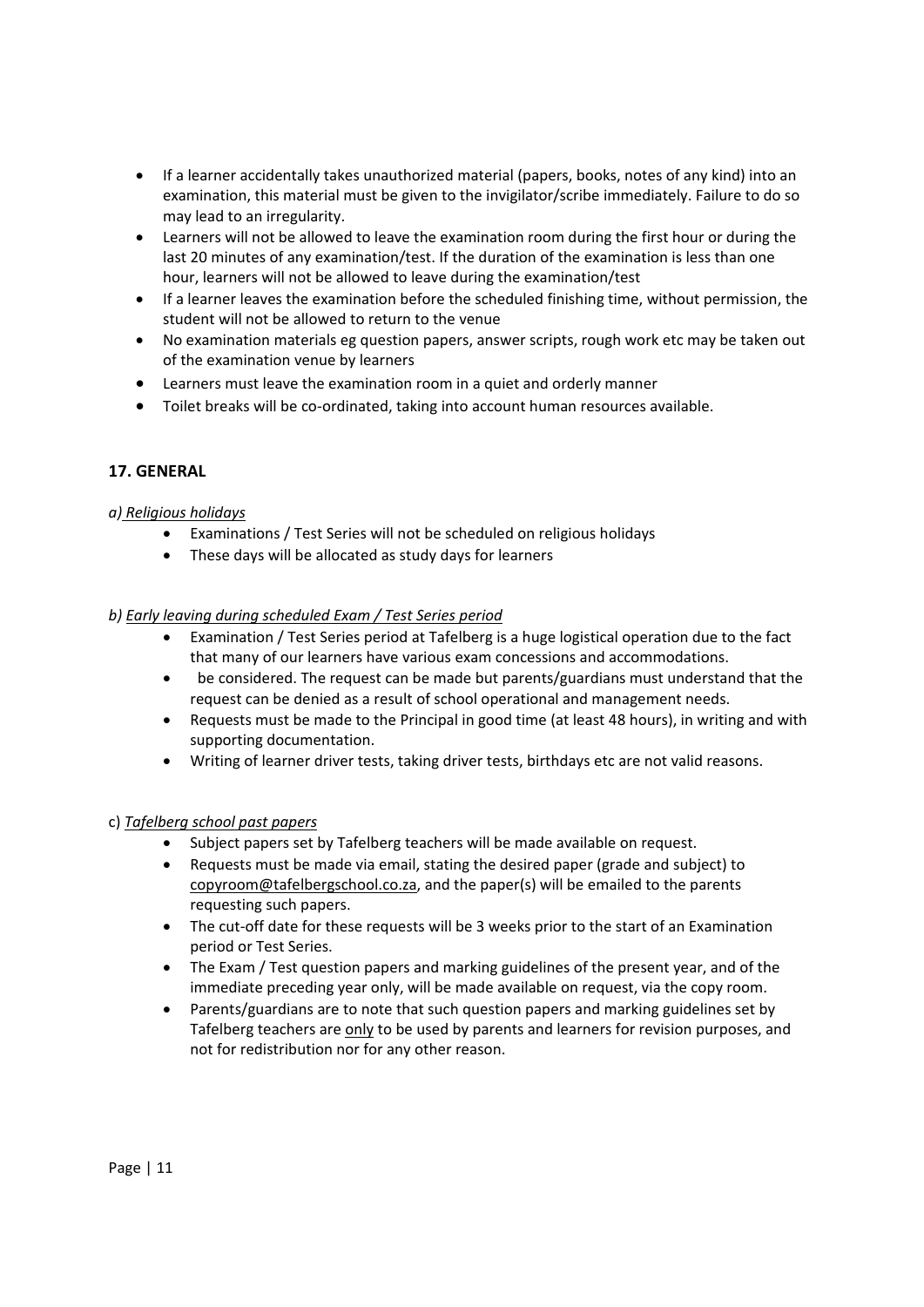- If a learner accidentally takes unauthorized material (papers, books, notes of any kind) into an examination, this material must be given to the invigilator/scribe immediately. Failure to do so may lead to an irregularity.
- Learners will not be allowed to leave the examination room during the first hour or during the last 20 minutes of any examination/test. If the duration of the examination is less than one hour, learners will not be allowed to leave during the examination/test
- If a learner leaves the examination before the scheduled finishing time, without permission, the student will not be allowed to return to the venue
- No examination materials eg question papers, answer scripts, rough work etc may be taken out of the examination venue by learners
- Learners must leave the examination room in a quiet and orderly manner
- Toilet breaks will be co-ordinated, taking into account human resources available.

## 17. GENERAL

*a) <u>Religious holidays</u>*

- Examinations / Test Series will not be scheduled on religious holidays
- These days will be allocated as study days for learners

*b) <u>Early leaving during scheduled Exam / Test Series period</u>*

- Examination / Test Series period at Tafelberg is a huge logistical operation due to the fact that many of our learners have various exam concessions and accommodations.
- be considered. The request can be made but parents/guardians must understand that the request can be denied as a result of school operational and management needs.
- Requests must be made to the Principal in good time (at least 48 hours), in writing and with supporting documentation.
- Writing of learner driver tests, taking driver tests, birthdays etc are not valid reasons.

c) *<u>Tafelberg school past papers</u>*

- Subject papers set by Tafelberg teachers will be made available on request.
- Requests must be made via email, stating the desired paper (grade and subject) to copyroom@tafelbergschool.co.za, and the paper(s) will be emailed to the parents requesting such papers.
- The cut-off date for these requests will be 3 weeks prior to the start of an Examination period or Test Series.
- The Exam / Test question papers and marking guidelines of the present year, and of the immediate preceding year only, will be made available on request, via the copy room.
- Parents/guardians are to note that such question papers and marking guidelines set by Tafelberg teachers are <u>only</u> to be used by parents and learners for revision purposes, and not for redistribution nor for any other reason.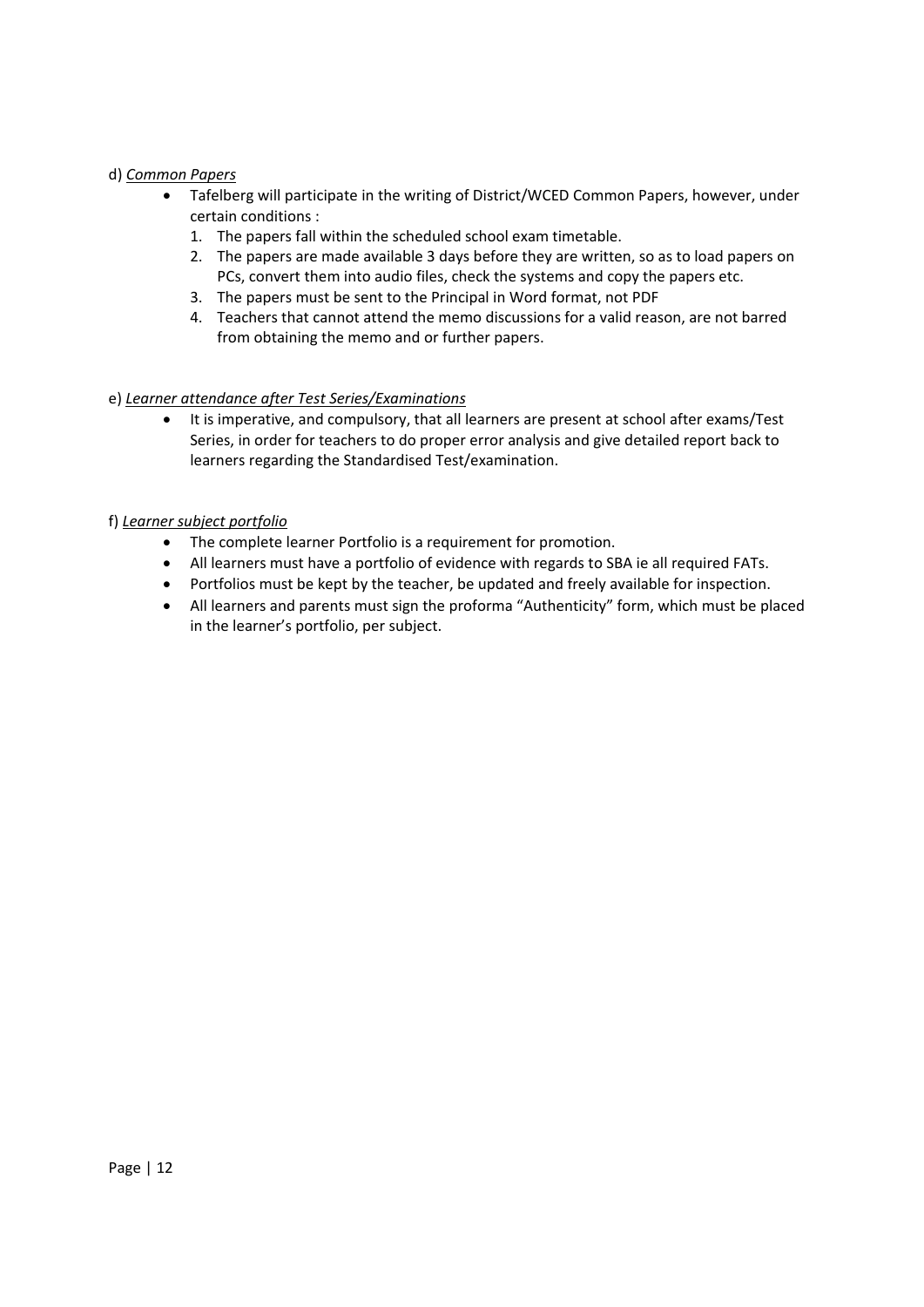d) *Common Papers*

- Tafelberg will participate in the writing of District/WCED Common Papers, however, under certain conditions :
  1. The papers fall within the scheduled school exam timetable.
  2. The papers are made available 3 days before they are written, so as to load papers on PCs, convert them into audio files, check the systems and copy the papers etc.
  3. The papers must be sent to the Principal in Word format, not PDF
  4. Teachers that cannot attend the memo discussions for a valid reason, are not barred from obtaining the memo and or further papers.

e) *Learner attendance after Test Series/Examinations*

- It is imperative, and compulsory, that all learners are present at school after exams/Test Series, in order for teachers to do proper error analysis and give detailed report back to learners regarding the Standardised Test/examination.

f) *Learner subject portfolio*

- The complete learner Portfolio is a requirement for promotion.
- All learners must have a portfolio of evidence with regards to SBA ie all required FATs.
- Portfolios must be kept by the teacher, be updated and freely available for inspection.
- All learners and parents must sign the proforma "Authenticity" form, which must be placed in the learner's portfolio, per subject.